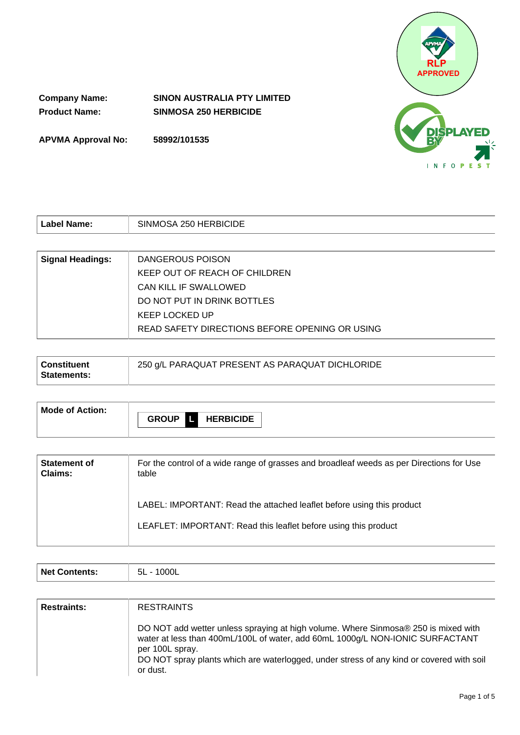RLP APPROVED

| | |
|---|---|
| **Company Name:** | **SINON AUSTRALIA PTY LIMITED** |
| **Product Name:** | **SINMOSA 250 HERBICIDE** |
| **APVMA Approval No:** | **58992/101535** |

| | |
|---|---|
| **Label Name:** | SINMOSA 250 HERBICIDE |

| | |
|---|---|
| **Signal Headings:** | DANGEROUS POISON<br>KEEP OUT OF REACH OF CHILDREN<br>CAN KILL IF SWALLOWED<br>DO NOT PUT IN DRINK BOTTLES<br>KEEP LOCKED UP<br>READ SAFETY DIRECTIONS BEFORE OPENING OR USING |

| | |
|---|---|
| **Constituent Statements:** | 250 g/L PARAQUAT PRESENT AS PARAQUAT DICHLORIDE |

| | |
|---|---|
| **Mode of Action:** | **GROUP L HERBICIDE** |

| | |
|---|---|
| **Statement of Claims:** | For the control of a wide range of grasses and broadleaf weeds as per Directions for Use table<br><br>LABEL: IMPORTANT: Read the attached leaflet before using this product<br><br>LEAFLET: IMPORTANT: Read this leaflet before using this product |

| | |
|---|---|
| **Net Contents:** | 5L - 1000L |

| | |
|---|---|
| **Restraints:** | RESTRAINTS<br><br>DO NOT add wetter unless spraying at high volume. Where Sinmosa® 250 is mixed with water at less than 400mL/100L of water, add 60mL 1000g/L NON-IONIC SURFACTANT per 100L spray.<br>DO NOT spray plants which are waterlogged, under stress of any kind or covered with soil or dust. |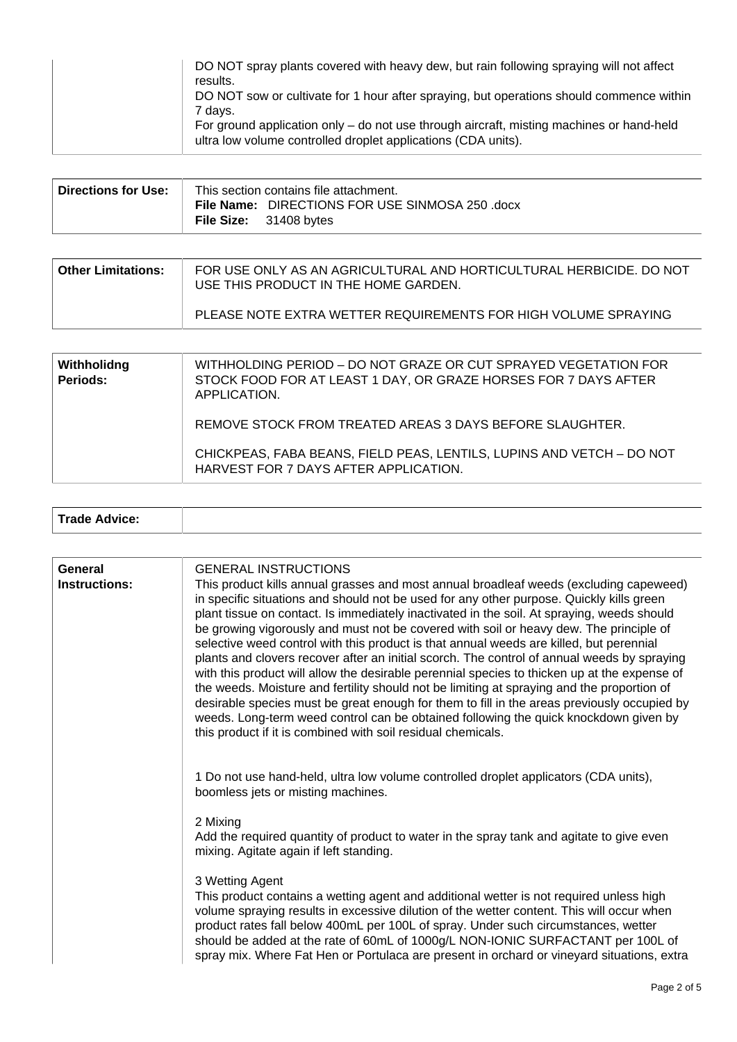| | |
|---|---|
| | DO NOT spray plants covered with heavy dew, but rain following spraying will not affect results.<br>DO NOT sow or cultivate for 1 hour after spraying, but operations should commence within 7 days.<br>For ground application only – do not use through aircraft, misting machines or hand-held ultra low volume controlled droplet applications (CDA units). |

| | |
|---|---|
| **Directions for Use:** | This section contains file attachment.<br>**File Name:** DIRECTIONS FOR USE SINMOSA 250 .docx<br>**File Size:** 31408 bytes |

| | |
|---|---|
| **Other Limitations:** | FOR USE ONLY AS AN AGRICULTURAL AND HORTICULTURAL HERBICIDE. DO NOT USE THIS PRODUCT IN THE HOME GARDEN.<br><br>PLEASE NOTE EXTRA WETTER REQUIREMENTS FOR HIGH VOLUME SPRAYING |

| | |
|---|---|
| **Withholidng Periods:** | WITHHOLDING PERIOD – DO NOT GRAZE OR CUT SPRAYED VEGETATION FOR STOCK FOOD FOR AT LEAST 1 DAY, OR GRAZE HORSES FOR 7 DAYS AFTER APPLICATION.<br><br>REMOVE STOCK FROM TREATED AREAS 3 DAYS BEFORE SLAUGHTER.<br><br>CHICKPEAS, FABA BEANS, FIELD PEAS, LENTILS, LUPINS AND VETCH – DO NOT HARVEST FOR 7 DAYS AFTER APPLICATION. |

| | |
|---|---|
| **Trade Advice:** | |

| | |
|---|---|
| **General Instructions:** | GENERAL INSTRUCTIONS<br>This product kills annual grasses and most annual broadleaf weeds (excluding capeweed) in specific situations and should not be used for any other purpose. Quickly kills green plant tissue on contact. Is immediately inactivated in the soil. At spraying, weeds should be growing vigorously and must not be covered with soil or heavy dew. The principle of selective weed control with this product is that annual weeds are killed, but perennial plants and clovers recover after an initial scorch. The control of annual weeds by spraying with this product will allow the desirable perennial species to thicken up at the expense of the weeds. Moisture and fertility should not be limiting at spraying and the proportion of desirable species must be great enough for them to fill in the areas previously occupied by weeds. Long-term weed control can be obtained following the quick knockdown given by this product if it is combined with soil residual chemicals.<br><br>1 Do not use hand-held, ultra low volume controlled droplet applicators (CDA units), boomless jets or misting machines.<br><br>2 Mixing<br>Add the required quantity of product to water in the spray tank and agitate to give even mixing. Agitate again if left standing.<br><br>3 Wetting Agent<br>This product contains a wetting agent and additional wetter is not required unless high volume spraying results in excessive dilution of the wetter content. This will occur when product rates fall below 400mL per 100L of spray. Under such circumstances, wetter should be added at the rate of 60mL of 1000g/L NON-IONIC SURFACTANT per 100L of spray mix. Where Fat Hen or Portulaca are present in orchard or vineyard situations, extra |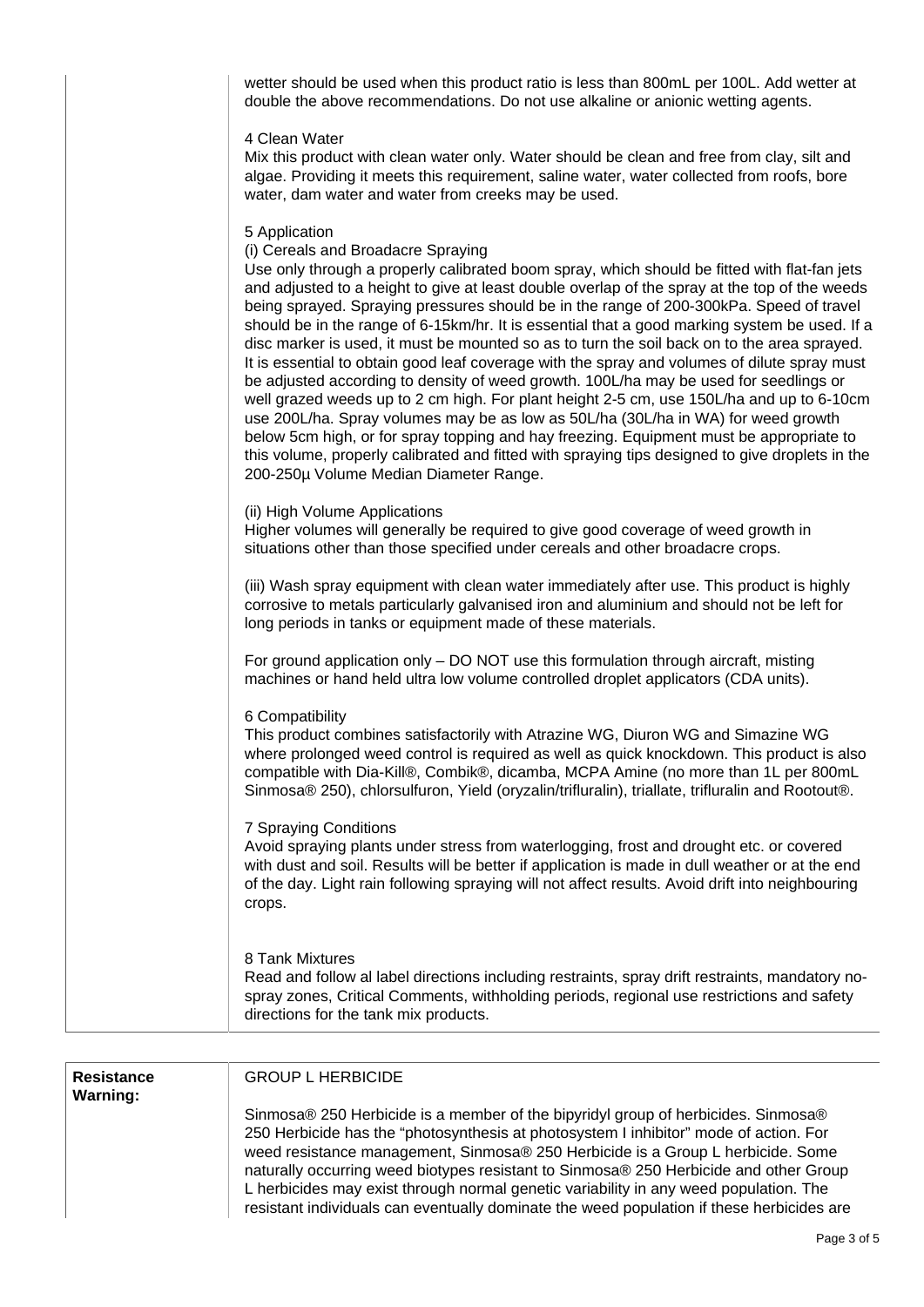wetter should be used when this product ratio is less than 800mL per 100L. Add wetter at double the above recommendations. Do not use alkaline or anionic wetting agents.

4 Clean Water

Mix this product with clean water only. Water should be clean and free from clay, silt and algae. Providing it meets this requirement, saline water, water collected from roofs, bore water, dam water and water from creeks may be used.

5 Application

(i) Cereals and Broadacre Spraying

Use only through a properly calibrated boom spray, which should be fitted with flat-fan jets and adjusted to a height to give at least double overlap of the spray at the top of the weeds being sprayed. Spraying pressures should be in the range of 200-300kPa. Speed of travel should be in the range of 6-15km/hr. It is essential that a good marking system be used. If a disc marker is used, it must be mounted so as to turn the soil back on to the area sprayed. It is essential to obtain good leaf coverage with the spray and volumes of dilute spray must be adjusted according to density of weed growth. 100L/ha may be used for seedlings or well grazed weeds up to 2 cm high. For plant height 2-5 cm, use 150L/ha and up to 6-10cm use 200L/ha. Spray volumes may be as low as 50L/ha (30L/ha in WA) for weed growth below 5cm high, or for spray topping and hay freezing. Equipment must be appropriate to this volume, properly calibrated and fitted with spraying tips designed to give droplets in the 200-250µ Volume Median Diameter Range.

(ii) High Volume Applications

Higher volumes will generally be required to give good coverage of weed growth in situations other than those specified under cereals and other broadacre crops.

(iii) Wash spray equipment with clean water immediately after use. This product is highly corrosive to metals particularly galvanised iron and aluminium and should not be left for long periods in tanks or equipment made of these materials.

For ground application only – DO NOT use this formulation through aircraft, misting machines or hand held ultra low volume controlled droplet applicators (CDA units).

6 Compatibility

This product combines satisfactorily with Atrazine WG, Diuron WG and Simazine WG where prolonged weed control is required as well as quick knockdown. This product is also compatible with Dia-Kill®, Combik®, dicamba, MCPA Amine (no more than 1L per 800mL Sinmosa® 250), chlorsulfuron, Yield (oryzalin/trifluralin), triallate, trifluralin and Rootout®.

7 Spraying Conditions

Avoid spraying plants under stress from waterlogging, frost and drought etc. or covered with dust and soil. Results will be better if application is made in dull weather or at the end of the day. Light rain following spraying will not affect results. Avoid drift into neighbouring crops.

8 Tank Mixtures

Read and follow al label directions including restraints, spray drift restraints, mandatory no-spray zones, Critical Comments, withholding periods, regional use restrictions and safety directions for the tank mix products.

| **Resistance Warning:** | GROUP L HERBICIDE<br><br>Sinmosa® 250 Herbicide is a member of the bipyridyl group of herbicides. Sinmosa® 250 Herbicide has the "photosynthesis at photosystem I inhibitor" mode of action. For weed resistance management, Sinmosa® 250 Herbicide is a Group L herbicide. Some naturally occurring weed biotypes resistant to Sinmosa® 250 Herbicide and other Group L herbicides may exist through normal genetic variability in any weed population. The resistant individuals can eventually dominate the weed population if these herbicides are |
|---|---|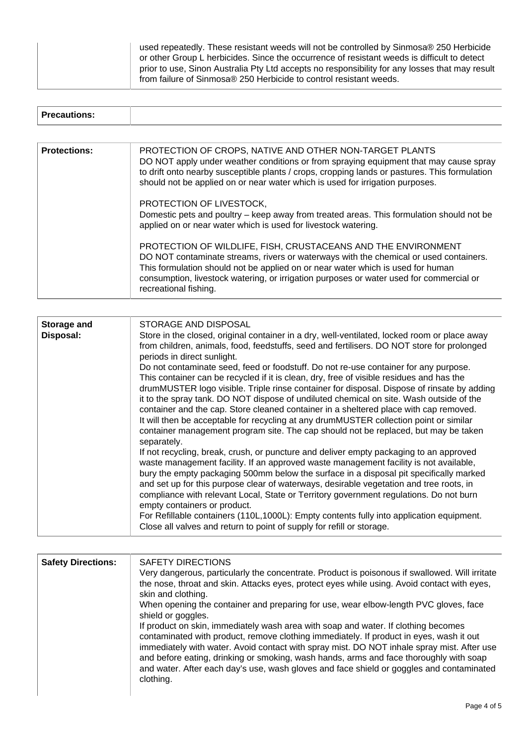| | |
|---|---|
| | used repeatedly. These resistant weeds will not be controlled by Sinmosa® 250 Herbicide or other Group L herbicides. Since the occurrence of resistant weeds is difficult to detect prior to use, Sinon Australia Pty Ltd accepts no responsibility for any losses that may result from failure of Sinmosa® 250 Herbicide to control resistant weeds. |

| | |
|---|---|
| **Precautions:** | |

| | |
|---|---|
| **Protections:** | PROTECTION OF CROPS, NATIVE AND OTHER NON-TARGET PLANTS<br>DO NOT apply under weather conditions or from spraying equipment that may cause spray to drift onto nearby susceptible plants / crops, cropping lands or pastures. This formulation should not be applied on or near water which is used for irrigation purposes.<br><br>PROTECTION OF LIVESTOCK,<br>Domestic pets and poultry – keep away from treated areas. This formulation should not be applied on or near water which is used for livestock watering.<br><br>PROTECTION OF WILDLIFE, FISH, CRUSTACEANS AND THE ENVIRONMENT<br>DO NOT contaminate streams, rivers or waterways with the chemical or used containers. This formulation should not be applied on or near water which is used for human consumption, livestock watering, or irrigation purposes or water used for commercial or recreational fishing. |

| | |
|---|---|
| **Storage and Disposal:** | STORAGE AND DISPOSAL<br>Store in the closed, original container in a dry, well-ventilated, locked room or place away from children, animals, food, feedstuffs, seed and fertilisers. DO NOT store for prolonged periods in direct sunlight.<br>Do not contaminate seed, feed or foodstuff. Do not re-use container for any purpose.<br>This container can be recycled if it is clean, dry, free of visible residues and has the drumMUSTER logo visible. Triple rinse container for disposal. Dispose of rinsate by adding it to the spray tank. DO NOT dispose of undiluted chemical on site. Wash outside of the container and the cap. Store cleaned container in a sheltered place with cap removed.<br>It will then be acceptable for recycling at any drumMUSTER collection point or similar container management program site. The cap should not be replaced, but may be taken separately.<br>If not recycling, break, crush, or puncture and deliver empty packaging to an approved waste management facility. If an approved waste management facility is not available, bury the empty packaging 500mm below the surface in a disposal pit specifically marked and set up for this purpose clear of waterways, desirable vegetation and tree roots, in compliance with relevant Local, State or Territory government regulations. Do not burn empty containers or product.<br>For Refillable containers (110L,1000L): Empty contents fully into application equipment. Close all valves and return to point of supply for refill or storage. |

| | |
|---|---|
| **Safety Directions:** | SAFETY DIRECTIONS<br>Very dangerous, particularly the concentrate. Product is poisonous if swallowed. Will irritate the nose, throat and skin. Attacks eyes, protect eyes while using. Avoid contact with eyes, skin and clothing.<br>When opening the container and preparing for use, wear elbow-length PVC gloves, face shield or goggles.<br>If product on skin, immediately wash area with soap and water. If clothing becomes contaminated with product, remove clothing immediately. If product in eyes, wash it out immediately with water. Avoid contact with spray mist. DO NOT inhale spray mist. After use and before eating, drinking or smoking, wash hands, arms and face thoroughly with soap and water. After each day's use, wash gloves and face shield or goggles and contaminated clothing. |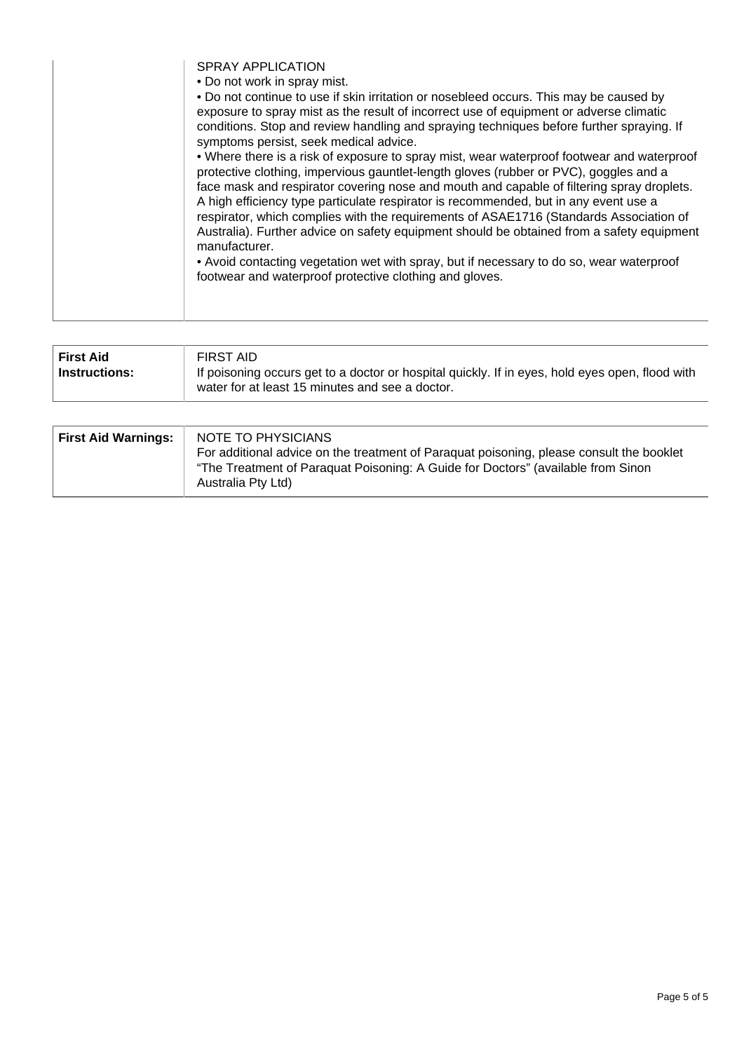| | |
|---|---|
| | SPRAY APPLICATION<br>• Do not work in spray mist.<br>• Do not continue to use if skin irritation or nosebleed occurs. This may be caused by exposure to spray mist as the result of incorrect use of equipment or adverse climatic conditions. Stop and review handling and spraying techniques before further spraying. If symptoms persist, seek medical advice.<br>• Where there is a risk of exposure to spray mist, wear waterproof footwear and waterproof protective clothing, impervious gauntlet-length gloves (rubber or PVC), goggles and a face mask and respirator covering nose and mouth and capable of filtering spray droplets. A high efficiency type particulate respirator is recommended, but in any event use a respirator, which complies with the requirements of ASAE1716 (Standards Association of Australia). Further advice on safety equipment should be obtained from a safety equipment manufacturer.<br>• Avoid contacting vegetation wet with spray, but if necessary to do so, wear waterproof footwear and waterproof protective clothing and gloves. |

| | |
|---|---|
| **First Aid Instructions:** | FIRST AID<br>If poisoning occurs get to a doctor or hospital quickly. If in eyes, hold eyes open, flood with water for at least 15 minutes and see a doctor. |

| | |
|---|---|
| **First Aid Warnings:** | NOTE TO PHYSICIANS<br>For additional advice on the treatment of Paraquat poisoning, please consult the booklet "The Treatment of Paraquat Poisoning: A Guide for Doctors" (available from Sinon Australia Pty Ltd) |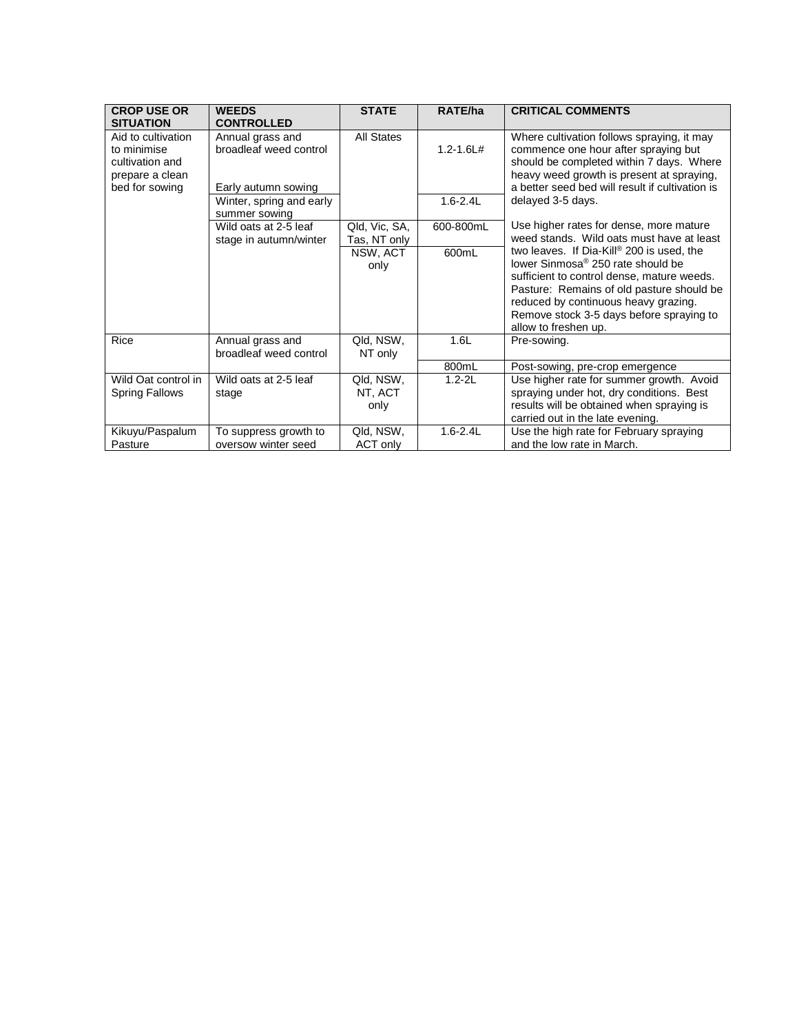| CROP USE OR SITUATION | WEEDS CONTROLLED | STATE | RATE/ha | CRITICAL COMMENTS |
|---|---|---|---|---|
| Aid to cultivation to minimise cultivation and prepare a clean bed for sowing | Annual grass and broadleaf weed control<br><br>Early autumn sowing | All States | 1.2-1.6L# | Where cultivation follows spraying, it may commence one hour after spraying but should be completed within 7 days. Where heavy weed growth is present at spraying, a better seed bed will result if cultivation is delayed 3-5 days. |
| | Winter, spring and early summer sowing | | 1.6-2.4L | |
| | Wild oats at 2-5 leaf stage in autumn/winter | Qld, Vic, SA, Tas, NT only | 600-800mL | Use higher rates for dense, more mature weed stands. Wild oats must have at least two leaves. If Dia-Kill® 200 is used, the lower Sinmosa® 250 rate should be sufficient to control dense, mature weeds. Pasture: Remains of old pasture should be reduced by continuous heavy grazing. Remove stock 3-5 days before spraying to allow to freshen up. |
| | | NSW, ACT only | 600mL | |
| Rice | Annual grass and broadleaf weed control | Qld, NSW, NT only | 1.6L | Pre-sowing. |
| | | | 800mL | Post-sowing, pre-crop emergence |
| Wild Oat control in Spring Fallows | Wild oats at 2-5 leaf stage | Qld, NSW, NT, ACT only | 1.2-2L | Use higher rate for summer growth. Avoid spraying under hot, dry conditions. Best results will be obtained when spraying is carried out in the late evening. |
| Kikuyu/Paspalum Pasture | To suppress growth to oversow winter seed | Qld, NSW, ACT only | 1.6-2.4L | Use the high rate for February spraying and the low rate in March. |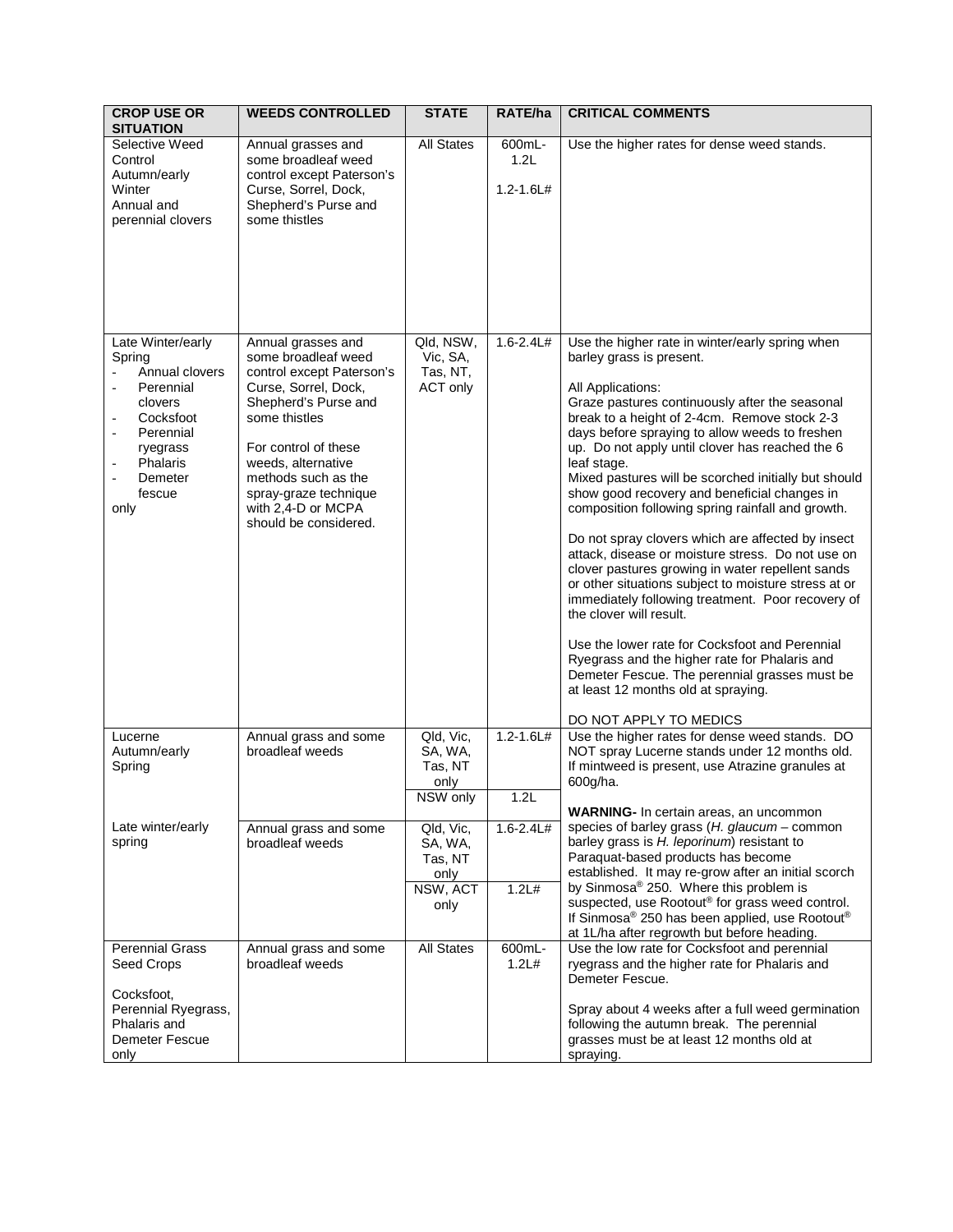| CROP USE OR SITUATION | WEEDS CONTROLLED | STATE | RATE/ha | CRITICAL COMMENTS |
|---|---|---|---|---|
| Selective Weed Control<br>Autumn/early Winter<br>Annual and perennial clovers | Annual grasses and some broadleaf weed control except Paterson's Curse, Sorrel, Dock, Shepherd's Purse and some thistles | All States | 600mL-1.2L<br><br>1.2-1.6L# | Use the higher rates for dense weed stands. |
| Late Winter/early Spring<br>- Annual clovers<br>- Perennial clovers<br>- Cocksfoot<br>- Perennial ryegrass<br>- Phalaris<br>- Demeter fescue<br>only | Annual grasses and some broadleaf weed control except Paterson's Curse, Sorrel, Dock, Shepherd's Purse and some thistles<br><br>For control of these weeds, alternative methods such as the spray-graze technique with 2,4-D or MCPA should be considered. | Qld, NSW, Vic, SA, Tas, NT, ACT only | 1.6-2.4L# | Use the higher rate in winter/early spring when barley grass is present.<br><br>All Applications:<br>Graze pastures continuously after the seasonal break to a height of 2-4cm. Remove stock 2-3 days before spraying to allow weeds to freshen up. Do not apply until clover has reached the 6 leaf stage.<br>Mixed pastures will be scorched initially but should show good recovery and beneficial changes in composition following spring rainfall and growth.<br><br>Do not spray clovers which are affected by insect attack, disease or moisture stress. Do not use on clover pastures growing in water repellent sands or other situations subject to moisture stress at or immediately following treatment. Poor recovery of the clover will result.<br><br>Use the lower rate for Cocksfoot and Perennial Ryegrass and the higher rate for Phalaris and Demeter Fescue. The perennial grasses must be at least 12 months old at spraying.<br><br>DO NOT APPLY TO MEDICS |
| Lucerne<br>Autumn/early Spring | Annual grass and some broadleaf weeds | Qld, Vic, SA, WA, Tas, NT only | 1.2-1.6L# | Use the higher rates for dense weed stands. DO NOT spray Lucerne stands under 12 months old. If mintweed is present, use Atrazine granules at 600g/ha.<br><br>**WARNING-** In certain areas, an uncommon species of barley grass (*H. glaucum* – common barley grass is *H. leporinum*) resistant to Paraquat-based products has become established. It may re-grow after an initial scorch by Sinmosa® 250. Where this problem is suspected, use Rootout® for grass weed control. If Sinmosa® 250 has been applied, use Rootout® at 1L/ha after regrowth but before heading. |
| | | NSW only | 1.2L | |
| Late winter/early spring | Annual grass and some broadleaf weeds | Qld, Vic, SA, WA, Tas, NT only | 1.6-2.4L# | |
| | | NSW, ACT only | 1.2L# | |
| Perennial Grass Seed Crops<br><br>Cocksfoot, Perennial Ryegrass, Phalaris and Demeter Fescue only | Annual grass and some broadleaf weeds | All States | 600mL-1.2L# | Use the low rate for Cocksfoot and perennial ryegrass and the higher rate for Phalaris and Demeter Fescue.<br><br>Spray about 4 weeks after a full weed germination following the autumn break. The perennial grasses must be at least 12 months old at spraying. |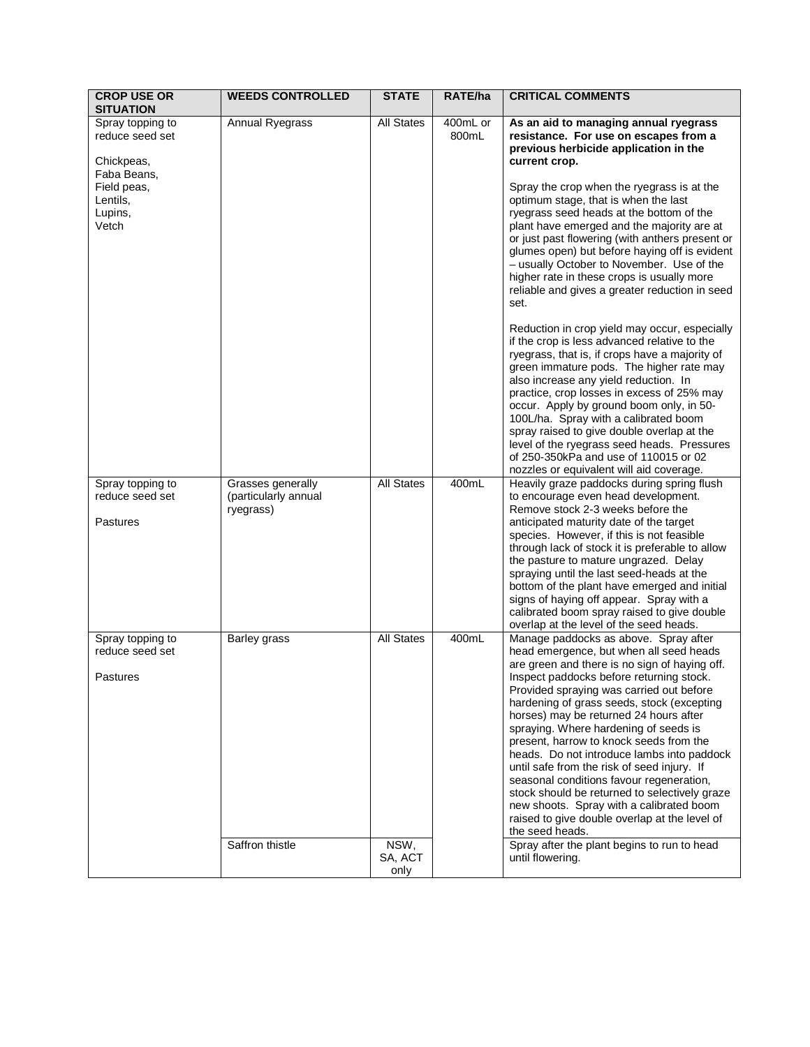| CROP USE OR SITUATION | WEEDS CONTROLLED | STATE | RATE/ha | CRITICAL COMMENTS |
|---|---|---|---|---|
| Spray topping to reduce seed set<br><br>Chickpeas,<br>Faba Beans,<br>Field peas,<br>Lentils,<br>Lupins,<br>Vetch | Annual Ryegrass | All States | 400mL or 800mL | **As an aid to managing annual ryegrass resistance. For use on escapes from a previous herbicide application in the current crop.**<br><br>Spray the crop when the ryegrass is at the optimum stage, that is when the last ryegrass seed heads at the bottom of the plant have emerged and the majority are at or just past flowering (with anthers present or glumes open) but before haying off is evident – usually October to November. Use of the higher rate in these crops is usually more reliable and gives a greater reduction in seed set.<br><br>Reduction in crop yield may occur, especially if the crop is less advanced relative to the ryegrass, that is, if crops have a majority of green immature pods. The higher rate may also increase any yield reduction. In practice, crop losses in excess of 25% may occur. Apply by ground boom only, in 50-100L/ha. Spray with a calibrated boom spray raised to give double overlap at the level of the ryegrass seed heads. Pressures of 250-350kPa and use of 110015 or 02 nozzles or equivalent will aid coverage. |
| Spray topping to reduce seed set<br><br>Pastures | Grasses generally (particularly annual ryegrass) | All States | 400mL | Heavily graze paddocks during spring flush to encourage even head development. Remove stock 2-3 weeks before the anticipated maturity date of the target species. However, if this is not feasible through lack of stock it is preferable to allow the pasture to mature ungrazed. Delay spraying until the last seed-heads at the bottom of the plant have emerged and initial signs of haying off appear. Spray with a calibrated boom spray raised to give double overlap at the level of the seed heads. |
| Spray topping to reduce seed set<br><br>Pastures | Barley grass | All States | 400mL | Manage paddocks as above. Spray after head emergence, but when all seed heads are green and there is no sign of haying off. Inspect paddocks before returning stock. Provided spraying was carried out before hardening of grass seeds, stock (excepting horses) may be returned 24 hours after spraying. Where hardening of seeds is present, harrow to knock seeds from the heads. Do not introduce lambs into paddock until safe from the risk of seed injury. If seasonal conditions favour regeneration, stock should be returned to selectively graze new shoots. Spray with a calibrated boom raised to give double overlap at the level of the seed heads. |
| | Saffron thistle | NSW, SA, ACT only | | Spray after the plant begins to run to head until flowering. |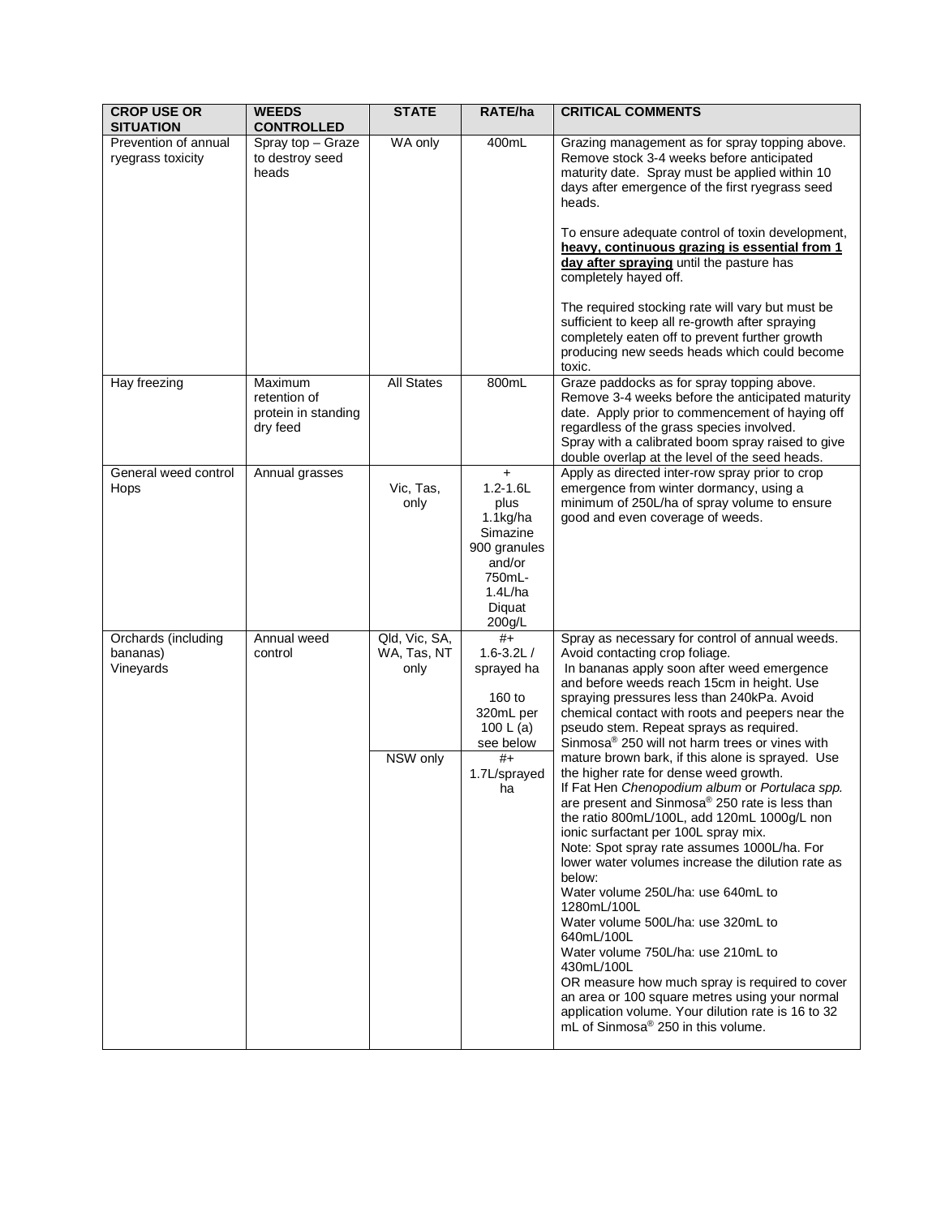| CROP USE OR SITUATION | WEEDS CONTROLLED | STATE | RATE/ha | CRITICAL COMMENTS |
|---|---|---|---|---|
| Prevention of annual ryegrass toxicity | Spray top – Graze to destroy seed heads | WA only | 400mL | Grazing management as for spray topping above. Remove stock 3-4 weeks before anticipated maturity date. Spray must be applied within 10 days after emergence of the first ryegrass seed heads.<br><br>To ensure adequate control of toxin development, **heavy, continuous grazing is essential from 1 day after spraying** until the pasture has completely hayed off.<br><br>The required stocking rate will vary but must be sufficient to keep all re-growth after spraying completely eaten off to prevent further growth producing new seeds heads which could become toxic. |
| Hay freezing | Maximum retention of protein in standing dry feed | All States | 800mL | Graze paddocks as for spray topping above. Remove 3-4 weeks before the anticipated maturity date. Apply prior to commencement of haying off regardless of the grass species involved.<br>Spray with a calibrated boom spray raised to give double overlap at the level of the seed heads. |
| General weed control Hops | Annual grasses | Vic, Tas, only | +<br>1.2-1.6L plus 1.1kg/ha Simazine 900 granules and/or 750mL-1.4L/ha Diquat 200g/L | Apply as directed inter-row spray prior to crop emergence from winter dormancy, using a minimum of 250L/ha of spray volume to ensure good and even coverage of weeds. |
| Orchards (including bananas)<br>Vineyards | Annual weed control | Qld, Vic, SA, WA, Tas, NT only | #+<br>1.6-3.2L / sprayed ha<br><br>160 to 320mL per 100 L (a) see below | Spray as necessary for control of annual weeds. Avoid contacting crop foliage.<br>In bananas apply soon after weed emergence and before weeds reach 15cm in height. Use spraying pressures less than 240kPa. Avoid chemical contact with roots and peepers near the pseudo stem. Repeat sprays as required.<br>Sinmosa® 250 will not harm trees or vines with mature brown bark, if this alone is sprayed. Use the higher rate for dense weed growth.<br>If Fat Hen *Chenopodium album* or *Portulaca spp.* are present and Sinmosa® 250 rate is less than the ratio 800mL/100L, add 120mL 1000g/L non ionic surfactant per 100L spray mix.<br>Note: Spot spray rate assumes 1000L/ha. For lower water volumes increase the dilution rate as below:<br>Water volume 250L/ha: use 640mL to 1280mL/100L<br>Water volume 500L/ha: use 320mL to 640mL/100L<br>Water volume 750L/ha: use 210mL to 430mL/100L<br>OR measure how much spray is required to cover an area or 100 square metres using your normal application volume. Your dilution rate is 16 to 32 mL of Sinmosa® 250 in this volume. |
| | | NSW only | #+<br>1.7L/sprayed ha | |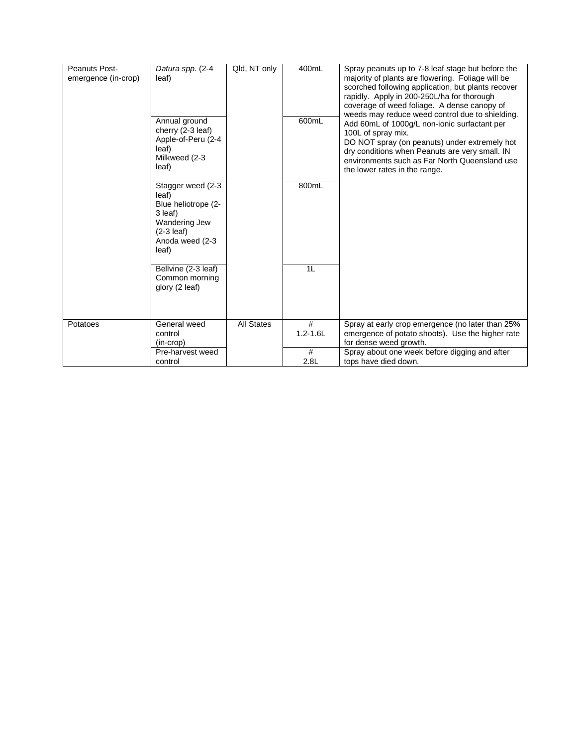| Peanuts Post-emergence (in-crop) | *Datura spp.* (2-4 leaf) | Qld, NT only | 400mL | Spray peanuts up to 7-8 leaf stage but before the majority of plants are flowering. Foliage will be scorched following application, but plants recover rapidly. Apply in 200-250L/ha for thorough coverage of weed foliage. A dense canopy of weeds may reduce weed control due to shielding. Add 60mL of 1000g/L non-ionic surfactant per 100L of spray mix. DO NOT spray (on peanuts) under extremely hot dry conditions when Peanuts are very small. IN environments such as Far North Queensland use the lower rates in the range. |
|---|---|---|---|---|
| | Annual ground cherry (2-3 leaf) Apple-of-Peru (2-4 leaf) Milkweed (2-3 leaf) | | 600mL | |
| | Stagger weed (2-3 leaf) Blue heliotrope (2-3 leaf) Wandering Jew (2-3 leaf) Anoda weed (2-3 leaf) | | 800mL | |
| | Bellvine (2-3 leaf) Common morning glory (2 leaf) | | 1L | |
| Potatoes | General weed control (in-crop) | All States | # 1.2-1.6L | Spray at early crop emergence (no later than 25% emergence of potato shoots). Use the higher rate for dense weed growth. |
| | Pre-harvest weed control | | # 2.8L | Spray about one week before digging and after tops have died down. |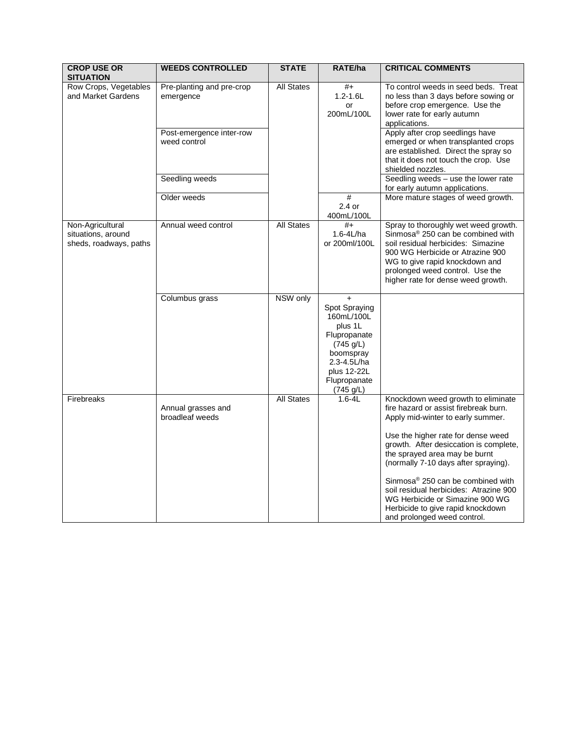| CROP USE OR SITUATION | WEEDS CONTROLLED | STATE | RATE/ha | CRITICAL COMMENTS |
|---|---|---|---|---|
| Row Crops, Vegetables and Market Gardens | Pre-planting and pre-crop emergence | All States | #+ 1.2-1.6L or 200mL/100L | To control weeds in seed beds. Treat no less than 3 days before sowing or before crop emergence. Use the lower rate for early autumn applications. |
| | Post-emergence inter-row weed control | | | Apply after crop seedlings have emerged or when transplanted crops are established. Direct the spray so that it does not touch the crop. Use shielded nozzles. |
| | Seedling weeds | | | Seedling weeds – use the lower rate for early autumn applications. |
| | Older weeds | | # 2.4 or 400mL/100L | More mature stages of weed growth. |
| Non-Agricultural situations, around sheds, roadways, paths | Annual weed control | All States | #+ 1.6-4L/ha or 200ml/100L | Spray to thoroughly wet weed growth. Sinmosa® 250 can be combined with soil residual herbicides: Simazine 900 WG Herbicide or Atrazine 900 WG to give rapid knockdown and prolonged weed control. Use the higher rate for dense weed growth. |
| | Columbus grass | NSW only | + Spot Spraying 160mL/100L plus 1L Flupropanate (745 g/L) boomspray 2.3-4.5L/ha plus 12-22L Flupropanate (745 g/L) | |
| Firebreaks | Annual grasses and broadleaf weeds | All States | 1.6-4L | Knockdown weed growth to eliminate fire hazard or assist firebreak burn. Apply mid-winter to early summer.<br><br>Use the higher rate for dense weed growth. After desiccation is complete, the sprayed area may be burnt (normally 7-10 days after spraying).<br><br>Sinmosa® 250 can be combined with soil residual herbicides: Atrazine 900 WG Herbicide or Simazine 900 WG Herbicide to give rapid knockdown and prolonged weed control. |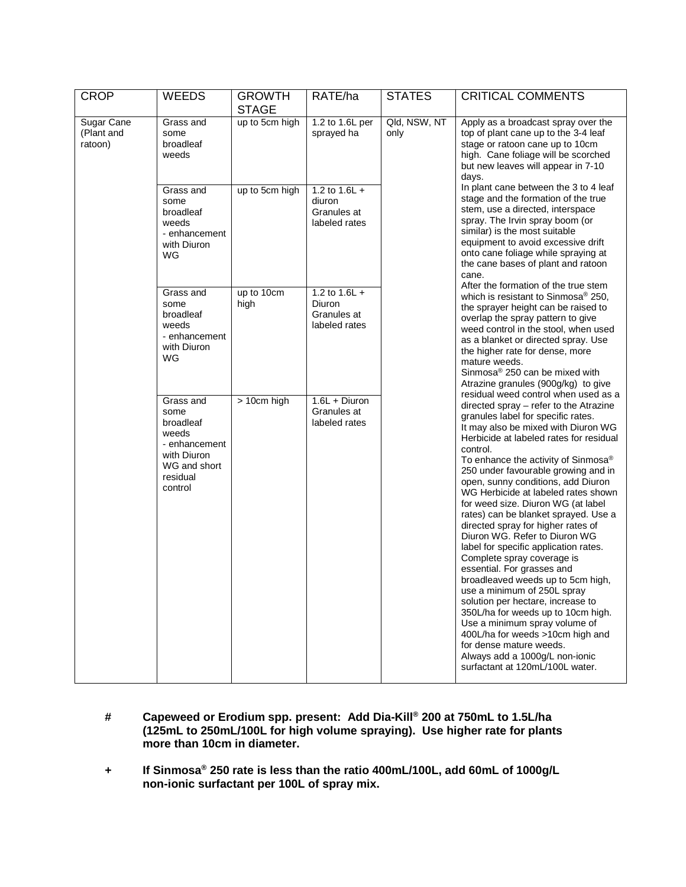| CROP | WEEDS | GROWTH STAGE | RATE/ha | STATES | CRITICAL COMMENTS |
|---|---|---|---|---|---|
| Sugar Cane (Plant and ratoon) | Grass and some broadleaf weeds | up to 5cm high | 1.2 to 1.6L per sprayed ha | Qld, NSW, NT only | Apply as a broadcast spray over the top of plant cane up to the 3-4 leaf stage or ratoon cane up to 10cm high. Cane foliage will be scorched but new leaves will appear in 7-10 days.<br>In plant cane between the 3 to 4 leaf stage and the formation of the true stem, use a directed, interspace spray. The Irvin spray boom (or similar) is the most suitable equipment to avoid excessive drift onto cane foliage while spraying at the cane bases of plant and ratoon cane.<br>After the formation of the true stem which is resistant to Sinmosa® 250, the sprayer height can be raised to overlap the spray pattern to give weed control in the stool, when used as a blanket or directed spray. Use the higher rate for dense, more mature weeds.<br>Sinmosa® 250 can be mixed with Atrazine granules (900g/kg) to give residual weed control when used as a directed spray – refer to the Atrazine granules label for specific rates.<br>It may also be mixed with Diuron WG Herbicide at labeled rates for residual control.<br>To enhance the activity of Sinmosa® 250 under favourable growing and in open, sunny conditions, add Diuron WG Herbicide at labeled rates shown for weed size. Diuron WG (at label rates) can be blanket sprayed. Use a directed spray for higher rates of Diuron WG. Refer to Diuron WG label for specific application rates.<br>Complete spray coverage is essential. For grasses and broadleaved weeds up to 5cm high, use a minimum of 250L spray solution per hectare, increase to 350L/ha for weeds up to 10cm high. Use a minimum spray volume of 400L/ha for weeds >10cm high and for dense mature weeds.<br>Always add a 1000g/L non-ionic surfactant at 120mL/100L water. |
| | Grass and some broadleaf weeds - enhancement with Diuron WG | up to 5cm high | 1.2 to 1.6L + diuron Granules at labeled rates | | |
| | Grass and some broadleaf weeds - enhancement with Diuron WG | up to 10cm high | 1.2 to 1.6L + Diuron Granules at labeled rates | | |
| | Grass and some broadleaf weeds - enhancement with Diuron WG and short residual control | > 10cm high | 1.6L + Diuron Granules at labeled rates | | |

**#  Capeweed or Erodium spp. present: Add Dia-Kill® 200 at 750mL to 1.5L/ha (125mL to 250mL/100L for high volume spraying). Use higher rate for plants more than 10cm in diameter.**

**+  If Sinmosa® 250 rate is less than the ratio 400mL/100L, add 60mL of 1000g/L non-ionic surfactant per 100L of spray mix.**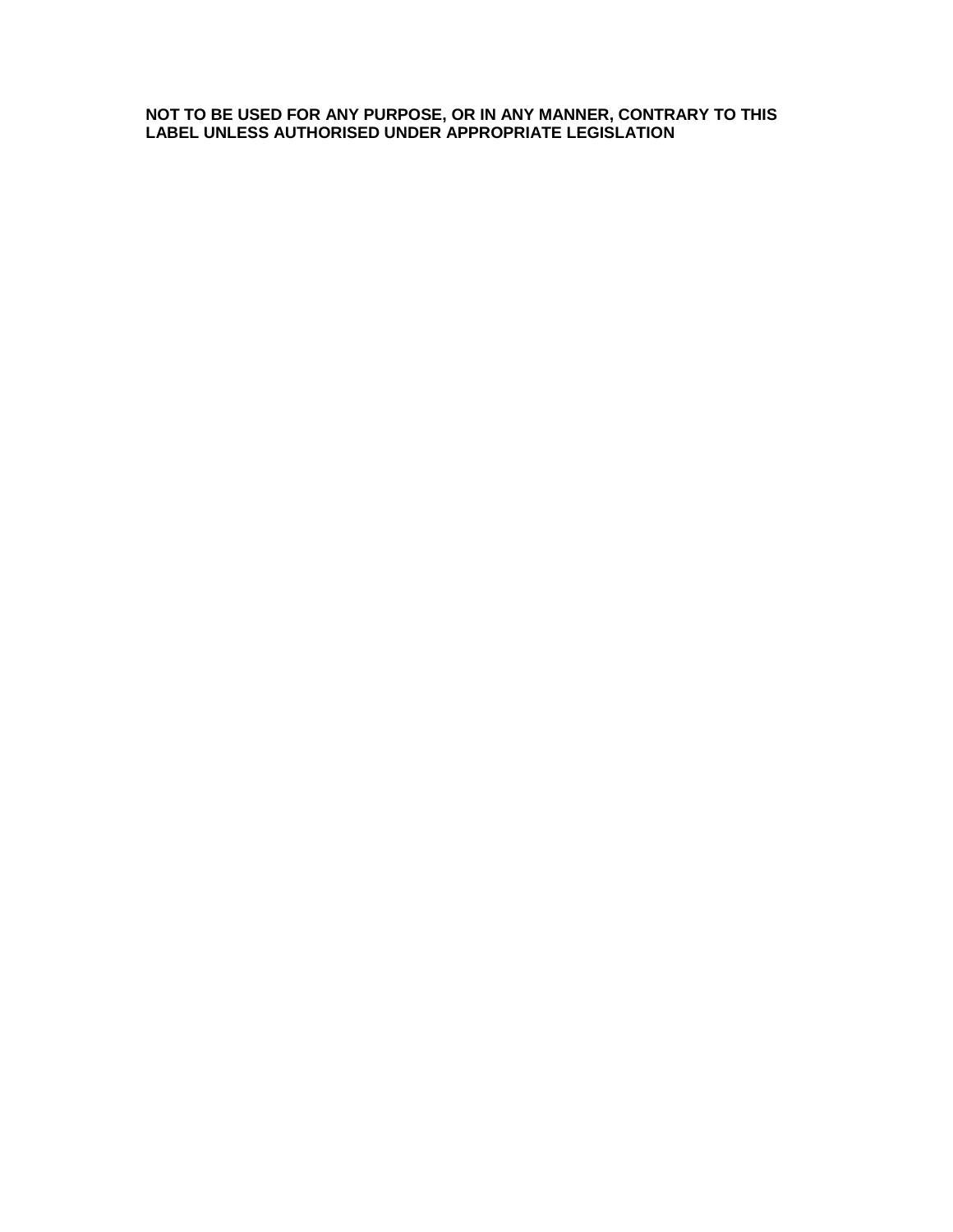**NOT TO BE USED FOR ANY PURPOSE, OR IN ANY MANNER, CONTRARY TO THIS LABEL UNLESS AUTHORISED UNDER APPROPRIATE LEGISLATION**